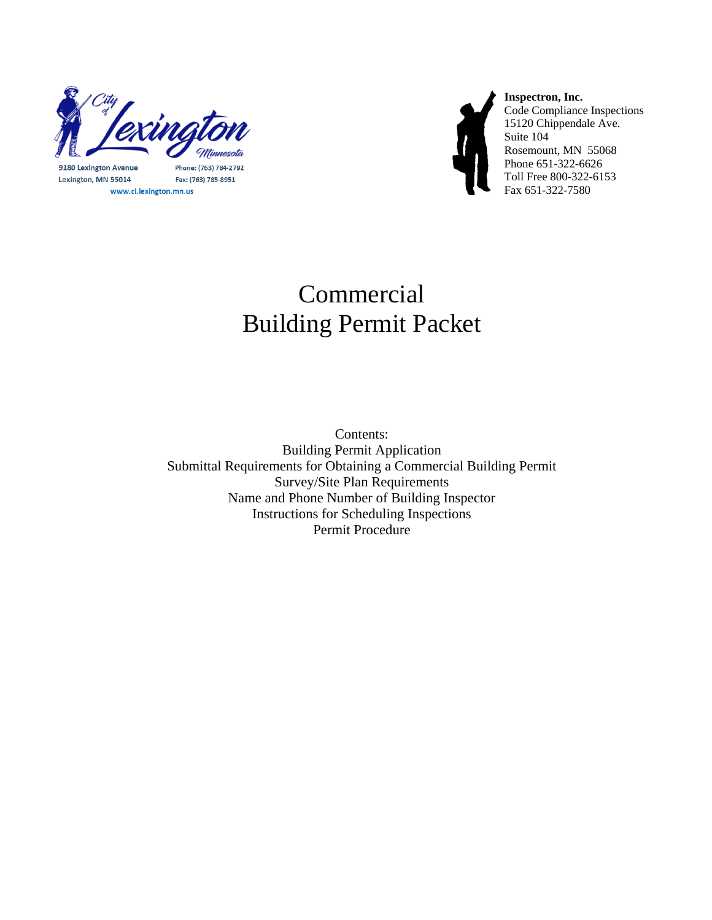City of Lexington Minnesota

9180 Lexington Avenue
Lexington, MN 55014

Phone: (763) 784-2792
Fax: (763) 785-8951

www.ci.lexington.mn.us

**Inspectron, Inc.**
Code Compliance Inspections
15120 Chippendale Ave.
Suite 104
Rosemount, MN 55068
Phone 651-322-6626
Toll Free 800-322-6153
Fax 651-322-7580

# Commercial Building Permit Packet

Contents:
Building Permit Application
Submittal Requirements for Obtaining a Commercial Building Permit
Survey/Site Plan Requirements
Name and Phone Number of Building Inspector
Instructions for Scheduling Inspections
Permit Procedure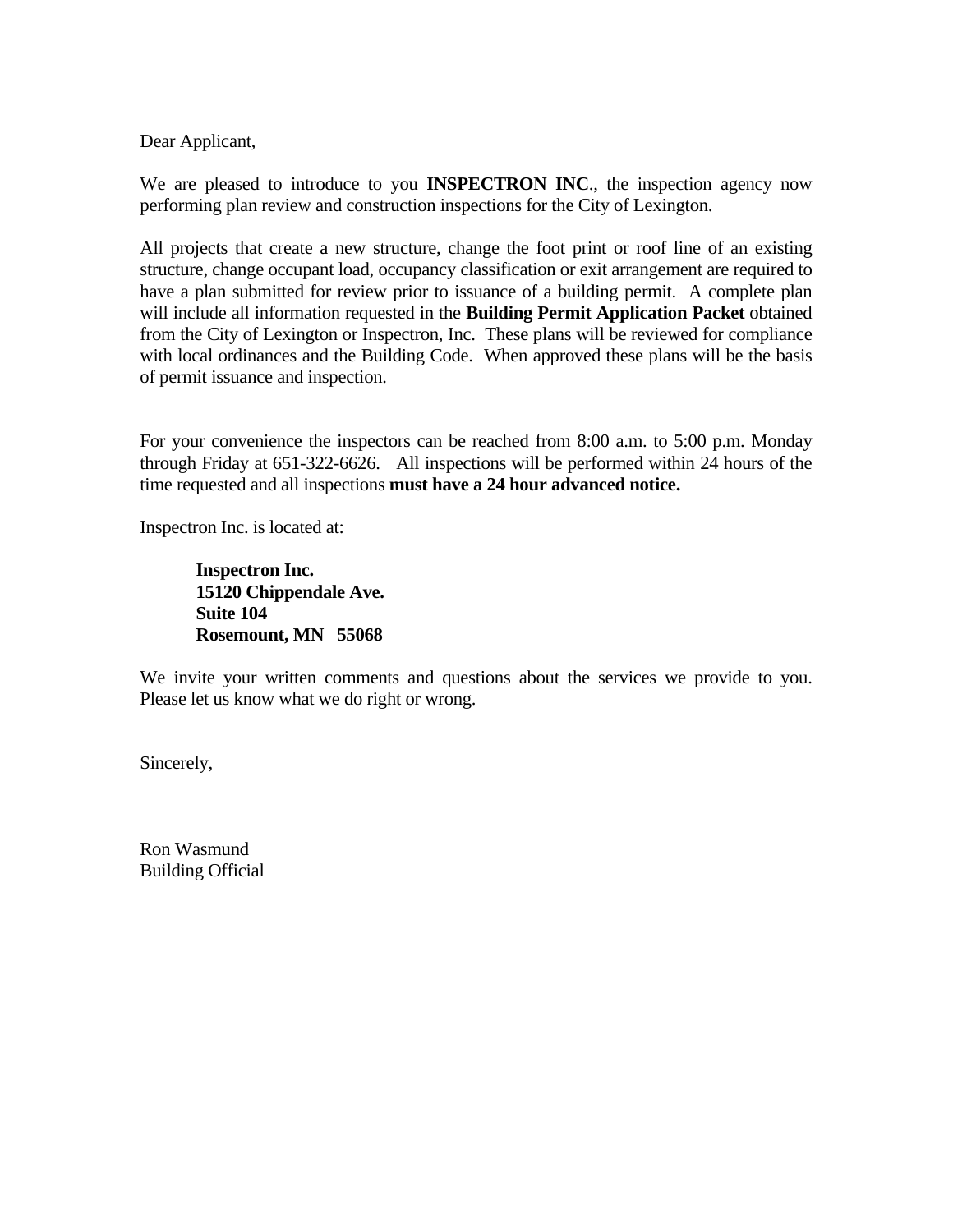Dear Applicant,

We are pleased to introduce to you **INSPECTRON INC**., the inspection agency now performing plan review and construction inspections for the City of Lexington.

All projects that create a new structure, change the foot print or roof line of an existing structure, change occupant load, occupancy classification or exit arrangement are required to have a plan submitted for review prior to issuance of a building permit. A complete plan will include all information requested in the **Building Permit Application Packet** obtained from the City of Lexington or Inspectron, Inc. These plans will be reviewed for compliance with local ordinances and the Building Code. When approved these plans will be the basis of permit issuance and inspection.

For your convenience the inspectors can be reached from 8:00 a.m. to 5:00 p.m. Monday through Friday at 651-322-6626. All inspections will be performed within 24 hours of the time requested and all inspections **must have a 24 hour advanced notice.**

Inspectron Inc. is located at:

> **Inspectron Inc.**
> **15120 Chippendale Ave.**
> **Suite 104**
> **Rosemount, MN 55068**

We invite your written comments and questions about the services we provide to you. Please let us know what we do right or wrong.

Sincerely,

Ron Wasmund
Building Official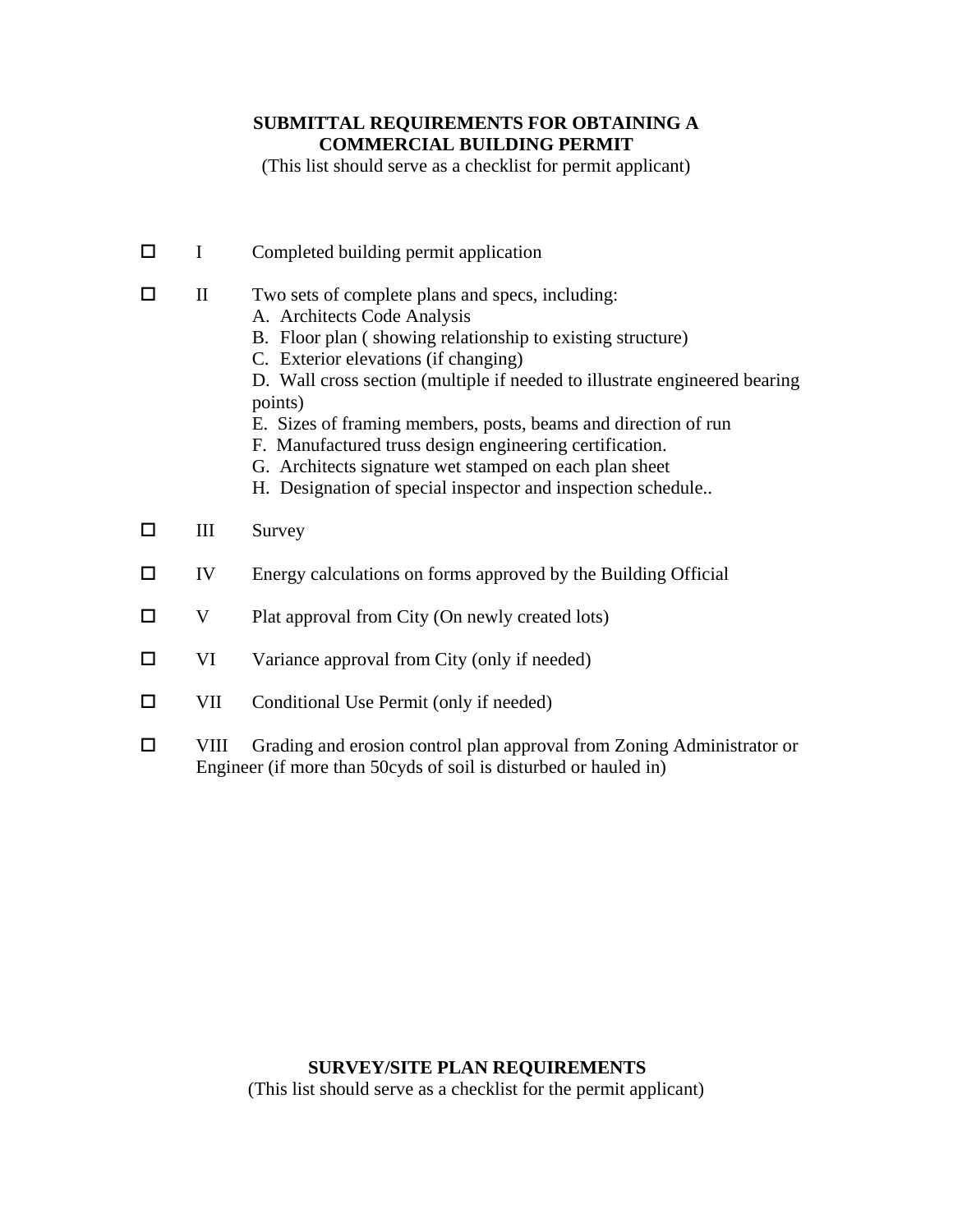**SUBMITTAL REQUIREMENTS FOR OBTAINING A COMMERCIAL BUILDING PERMIT**

(This list should serve as a checklist for permit applicant)

- ☐ I Completed building permit application
- ☐ II Two sets of complete plans and specs, including:
  - A. Architects Code Analysis
  - B. Floor plan ( showing relationship to existing structure)
  - C. Exterior elevations (if changing)
  - D. Wall cross section (multiple if needed to illustrate engineered bearing points)
  - E. Sizes of framing members, posts, beams and direction of run
  - F. Manufactured truss design engineering certification.
  - G. Architects signature wet stamped on each plan sheet
  - H. Designation of special inspector and inspection schedule..
- ☐ III Survey
- ☐ IV Energy calculations on forms approved by the Building Official
- ☐ V Plat approval from City (On newly created lots)
- ☐ VI Variance approval from City (only if needed)
- ☐ VII Conditional Use Permit (only if needed)
- ☐ VIII Grading and erosion control plan approval from Zoning Administrator or Engineer (if more than 50cyds of soil is disturbed or hauled in)

**SURVEY/SITE PLAN REQUIREMENTS**

(This list should serve as a checklist for the permit applicant)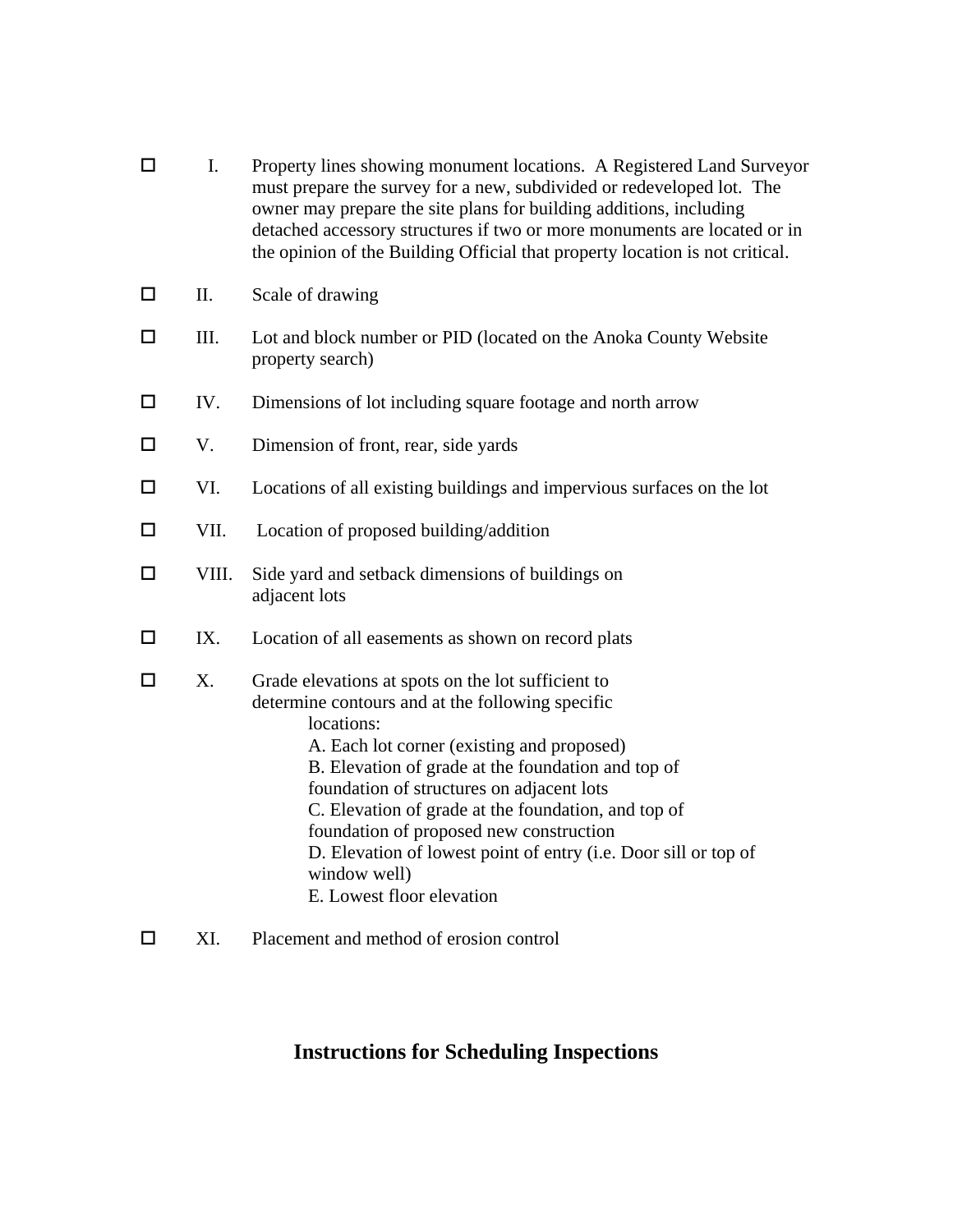- ☐ I. Property lines showing monument locations. A Registered Land Surveyor must prepare the survey for a new, subdivided or redeveloped lot. The owner may prepare the site plans for building additions, including detached accessory structures if two or more monuments are located or in the opinion of the Building Official that property location is not critical.

- ☐ II. Scale of drawing

- ☐ III. Lot and block number or PID (located on the Anoka County Website property search)

- ☐ IV. Dimensions of lot including square footage and north arrow

- ☐ V. Dimension of front, rear, side yards

- ☐ VI. Locations of all existing buildings and impervious surfaces on the lot

- ☐ VII. Location of proposed building/addition

- ☐ VIII. Side yard and setback dimensions of buildings on adjacent lots

- ☐ IX. Location of all easements as shown on record plats

- ☐ X. Grade elevations at spots on the lot sufficient to determine contours and at the following specific locations:
  - A. Each lot corner (existing and proposed)
  - B. Elevation of grade at the foundation and top of foundation of structures on adjacent lots
  - C. Elevation of grade at the foundation, and top of foundation of proposed new construction
  - D. Elevation of lowest point of entry (i.e. Door sill or top of window well)
  - E. Lowest floor elevation

- ☐ XI. Placement and method of erosion control

## Instructions for Scheduling Inspections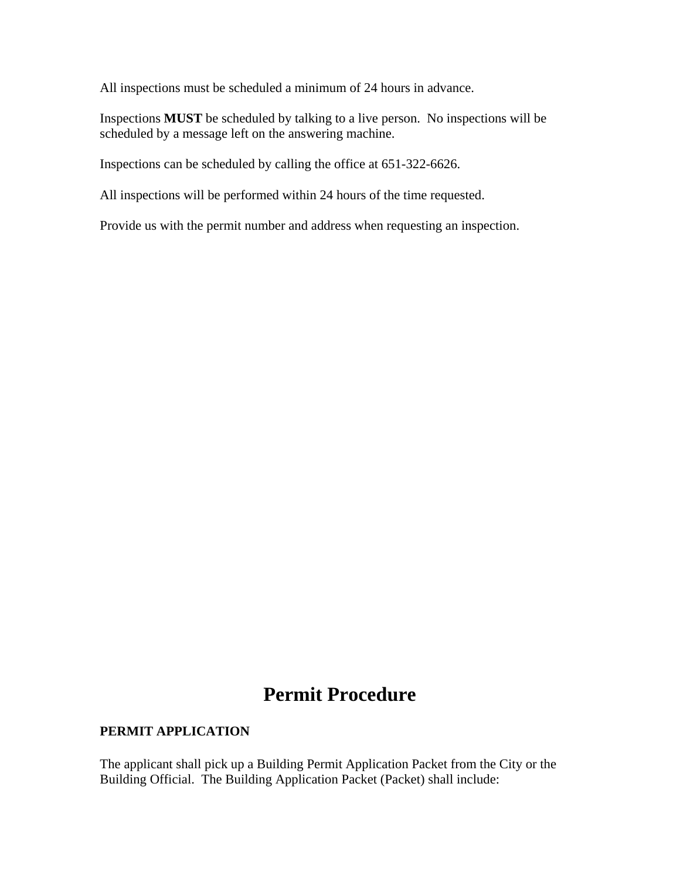All inspections must be scheduled a minimum of 24 hours in advance.

Inspections **MUST** be scheduled by talking to a live person. No inspections will be scheduled by a message left on the answering machine.

Inspections can be scheduled by calling the office at 651-322-6626.

All inspections will be performed within 24 hours of the time requested.

Provide us with the permit number and address when requesting an inspection.

# Permit Procedure

**PERMIT APPLICATION**

The applicant shall pick up a Building Permit Application Packet from the City or the Building Official. The Building Application Packet (Packet) shall include: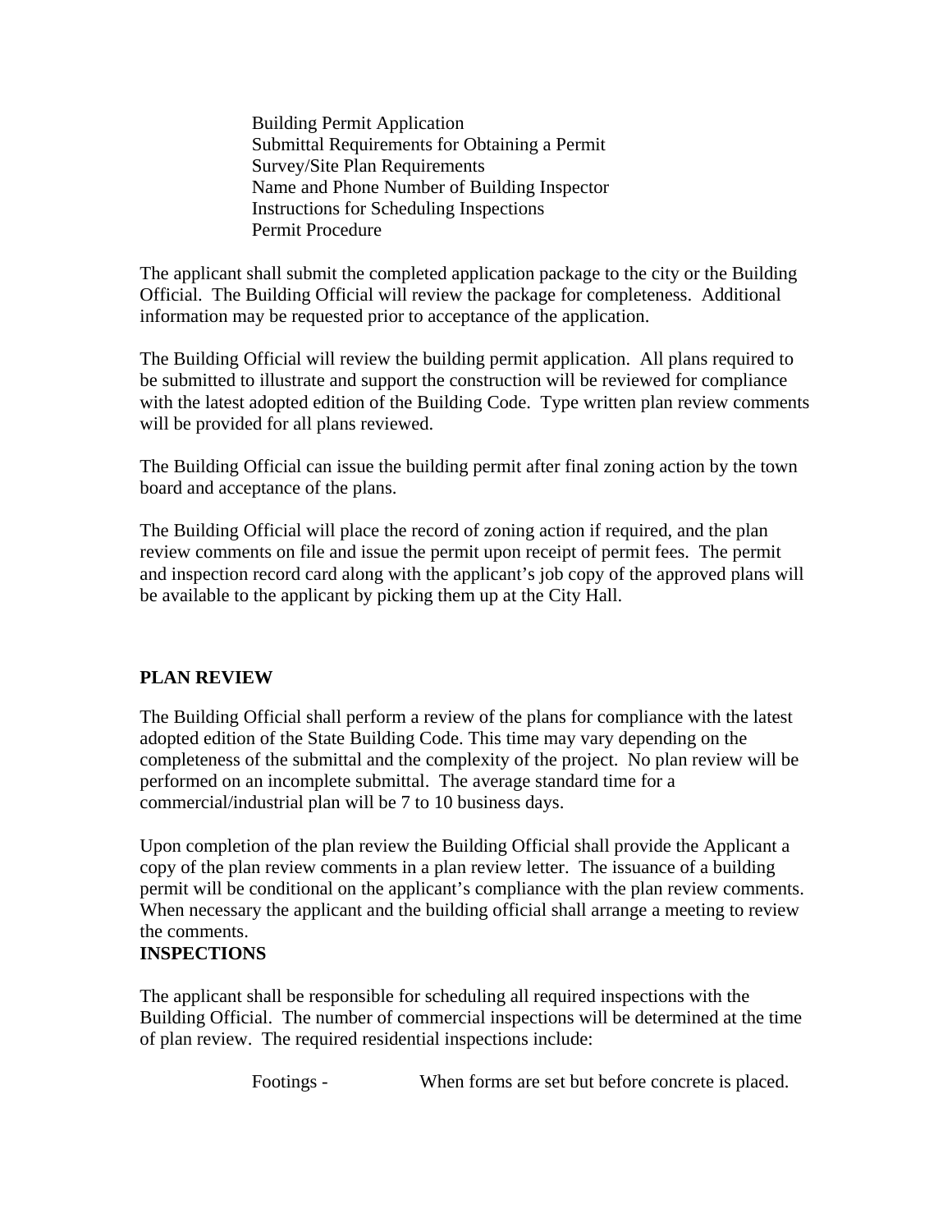Building Permit Application
Submittal Requirements for Obtaining a Permit
Survey/Site Plan Requirements
Name and Phone Number of Building Inspector
Instructions for Scheduling Inspections
Permit Procedure

The applicant shall submit the completed application package to the city or the Building Official. The Building Official will review the package for completeness. Additional information may be requested prior to acceptance of the application.

The Building Official will review the building permit application. All plans required to be submitted to illustrate and support the construction will be reviewed for compliance with the latest adopted edition of the Building Code. Type written plan review comments will be provided for all plans reviewed.

The Building Official can issue the building permit after final zoning action by the town board and acceptance of the plans.

The Building Official will place the record of zoning action if required, and the plan review comments on file and issue the permit upon receipt of permit fees. The permit and inspection record card along with the applicant's job copy of the approved plans will be available to the applicant by picking them up at the City Hall.

**PLAN REVIEW**

The Building Official shall perform a review of the plans for compliance with the latest adopted edition of the State Building Code. This time may vary depending on the completeness of the submittal and the complexity of the project. No plan review will be performed on an incomplete submittal. The average standard time for a commercial/industrial plan will be 7 to 10 business days.

Upon completion of the plan review the Building Official shall provide the Applicant a copy of the plan review comments in a plan review letter. The issuance of a building permit will be conditional on the applicant's compliance with the plan review comments. When necessary the applicant and the building official shall arrange a meeting to review the comments.

**INSPECTIONS**

The applicant shall be responsible for scheduling all required inspections with the Building Official. The number of commercial inspections will be determined at the time of plan review. The required residential inspections include:

Footings - When forms are set but before concrete is placed.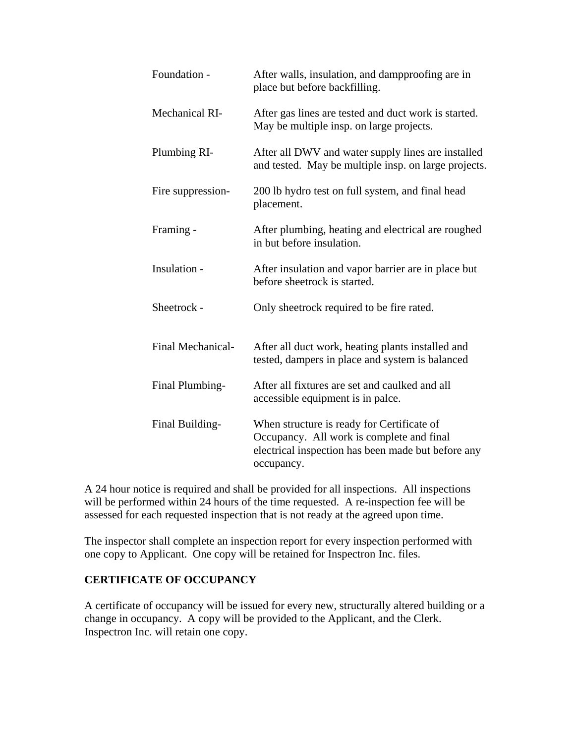| | |
|---|---|
| Foundation - | After walls, insulation, and dampproofing are in place but before backfilling. |
| Mechanical RI- | After gas lines are tested and duct work is started. May be multiple insp. on large projects. |
| Plumbing RI- | After all DWV and water supply lines are installed and tested. May be multiple insp. on large projects. |
| Fire suppression- | 200 lb hydro test on full system, and final head placement. |
| Framing - | After plumbing, heating and electrical are roughed in but before insulation. |
| Insulation - | After insulation and vapor barrier are in place but before sheetrock is started. |
| Sheetrock - | Only sheetrock required to be fire rated. |
| Final Mechanical- | After all duct work, heating plants installed and tested, dampers in place and system is balanced |
| Final Plumbing- | After all fixtures are set and caulked and all accessible equipment is in palce. |
| Final Building- | When structure is ready for Certificate of Occupancy. All work is complete and final electrical inspection has been made but before any occupancy. |

A 24 hour notice is required and shall be provided for all inspections. All inspections will be performed within 24 hours of the time requested. A re-inspection fee will be assessed for each requested inspection that is not ready at the agreed upon time.

The inspector shall complete an inspection report for every inspection performed with one copy to Applicant. One copy will be retained for Inspectron Inc. files.

**CERTIFICATE OF OCCUPANCY**

A certificate of occupancy will be issued for every new, structurally altered building or a change in occupancy. A copy will be provided to the Applicant, and the Clerk. Inspectron Inc. will retain one copy.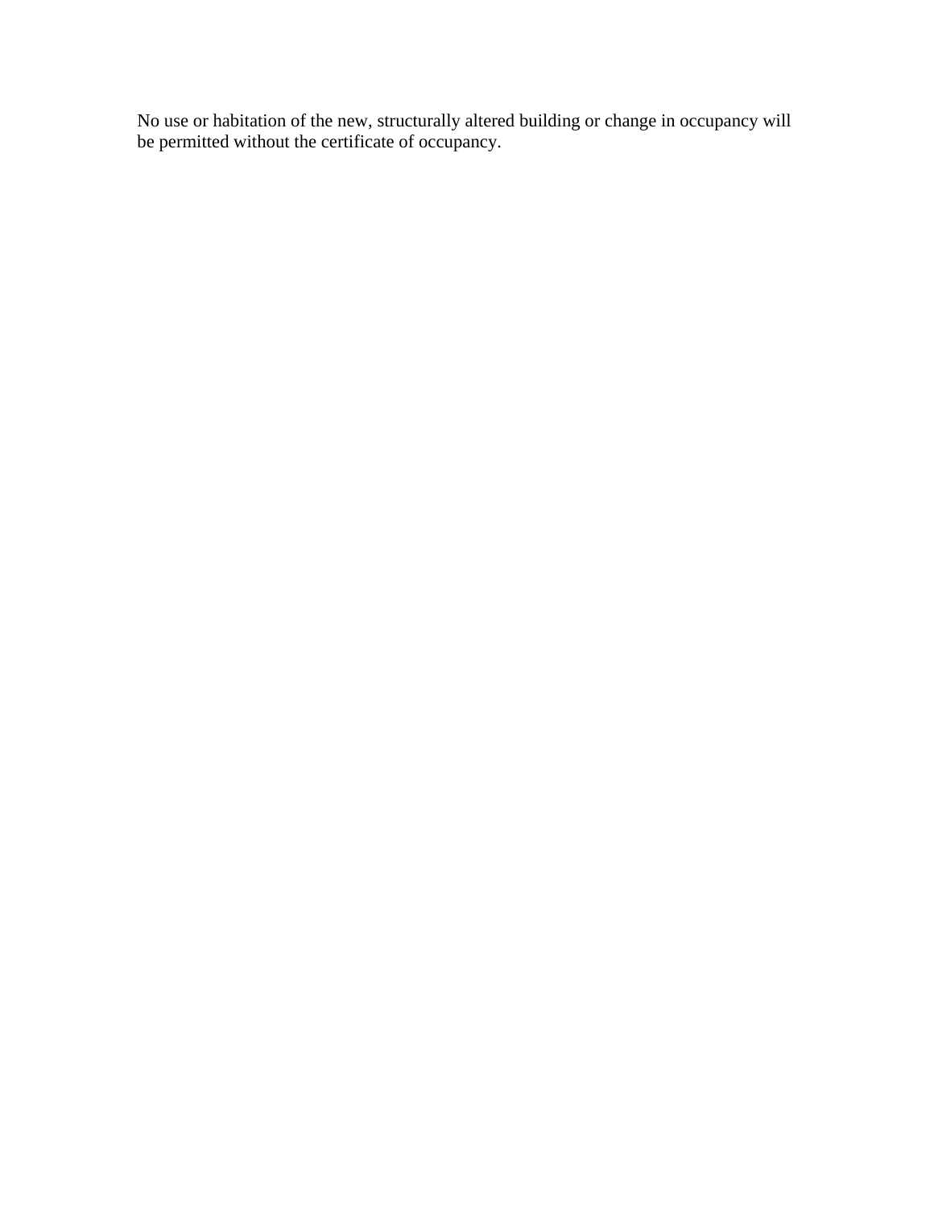No use or habitation of the new, structurally altered building or change in occupancy will be permitted without the certificate of occupancy.